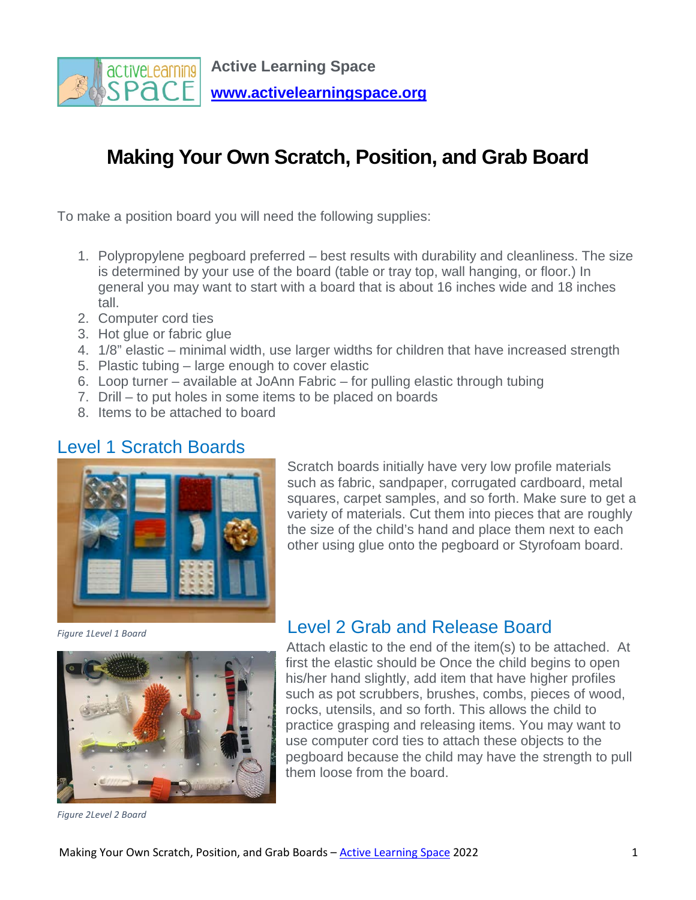Active Learning Space

www.activelearningspace.org

# Making Your Own Scratch, Position, and Grab Board

To make a position board you will need the following supplies:

1. Polypropylene pegboard preferred – best results with durability and cleanliness. The size is determined by your use of the board (table or tray top, wall hanging, or floor.) In general you may want to start with a board that is about 16 inches wide and 18 inches tall.
2. Computer cord ties
3. Hot glue or fabric glue
4. 1/8" elastic – minimal width, use larger widths for children that have increased strength
5. Plastic tubing – large enough to cover elastic
6. Loop turner – available at JoAnn Fabric – for pulling elastic through tubing
7. Drill – to put holes in some items to be placed on boards
8. Items to be attached to board

## Level 1 Scratch Boards

Scratch boards initially have very low profile materials such as fabric, sandpaper, corrugated cardboard, metal squares, carpet samples, and so forth. Make sure to get a variety of materials. Cut them into pieces that are roughly the size of the child's hand and place them next to each other using glue onto the pegboard or Styrofoam board.

*Figure 1Level 1 Board*

## Level 2 Grab and Release Board

Attach elastic to the end of the item(s) to be attached. At first the elastic should be Once the child begins to open his/her hand slightly, add item that have higher profiles such as pot scrubbers, brushes, combs, pieces of wood, rocks, utensils, and so forth. This allows the child to practice grasping and releasing items. You may want to use computer cord ties to attach these objects to the pegboard because the child may have the strength to pull them loose from the board.

*Figure 2Level 2 Board*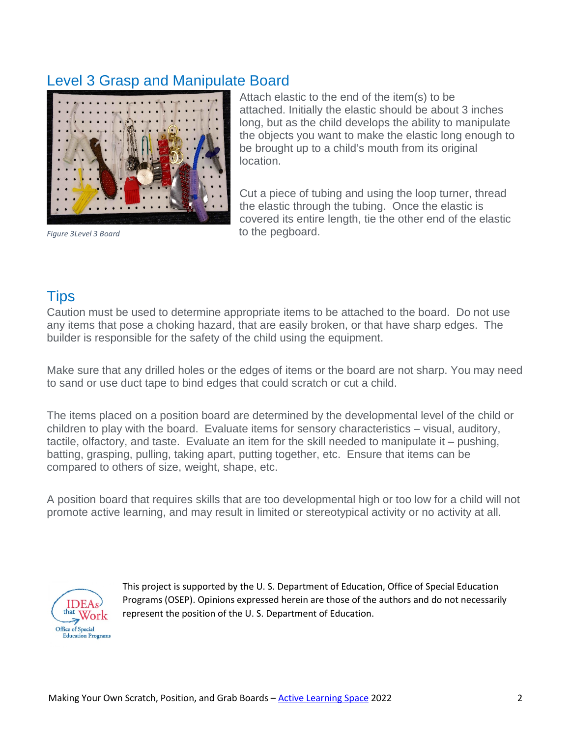## Level 3 Grasp and Manipulate Board

*Figure 3Level 3 Board*

Attach elastic to the end of the item(s) to be attached. Initially the elastic should be about 3 inches long, but as the child develops the ability to manipulate the objects you want to make the elastic long enough to be brought up to a child's mouth from its original location.

Cut a piece of tubing and using the loop turner, thread the elastic through the tubing. Once the elastic is covered its entire length, tie the other end of the elastic to the pegboard.

## Tips

Caution must be used to determine appropriate items to be attached to the board. Do not use any items that pose a choking hazard, that are easily broken, or that have sharp edges. The builder is responsible for the safety of the child using the equipment.

Make sure that any drilled holes or the edges of items or the board are not sharp. You may need to sand or use duct tape to bind edges that could scratch or cut a child.

The items placed on a position board are determined by the developmental level of the child or children to play with the board. Evaluate items for sensory characteristics – visual, auditory, tactile, olfactory, and taste. Evaluate an item for the skill needed to manipulate it – pushing, batting, grasping, pulling, taking apart, putting together, etc. Ensure that items can be compared to others of size, weight, shape, etc.

A position board that requires skills that are too developmental high or too low for a child will not promote active learning, and may result in limited or stereotypical activity or no activity at all.

IDEAs that Work
Office of Special Education Programs

This project is supported by the U. S. Department of Education, Office of Special Education Programs (OSEP). Opinions expressed herein are those of the authors and do not necessarily represent the position of the U. S. Department of Education.